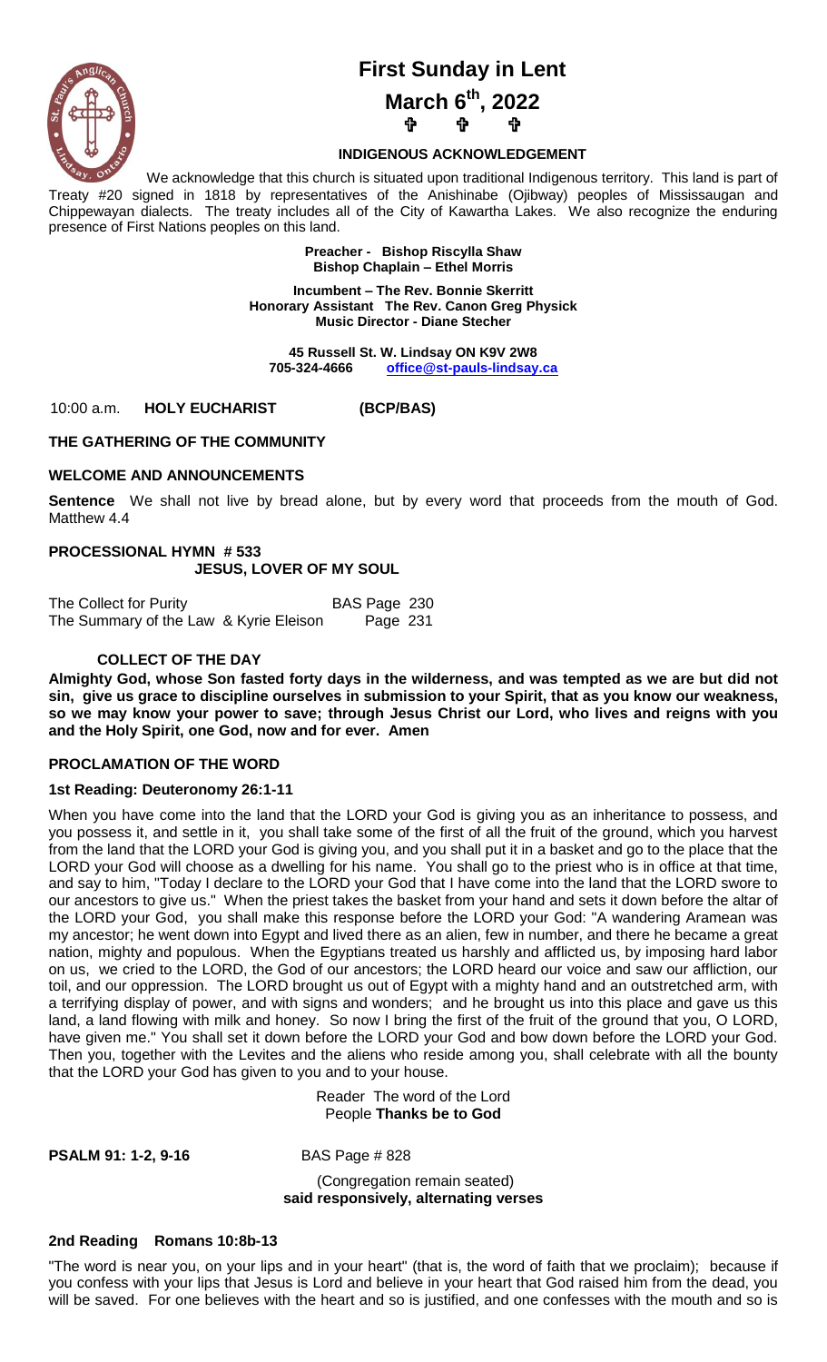# First Sunday in Lent

## March 6th, 2022

✞ ✞ ✞

### INDIGENOUS ACKNOWLEDGEMENT

We acknowledge that this church is situated upon traditional Indigenous territory. This land is part of Treaty #20 signed in 1818 by representatives of the Anishinabe (Ojibway) peoples of Mississaugan and Chippewayan dialects. The treaty includes all of the City of Kawartha Lakes. We also recognize the enduring presence of First Nations peoples on this land.

**Preacher - Bishop Riscylla Shaw**
**Bishop Chaplain – Ethel Morris**

**Incumbent – The Rev. Bonnie Skerritt**
**Honorary Assistant The Rev. Canon Greg Physick**
**Music Director - Diane Stecher**

**45 Russell St. W. Lindsay ON K9V 2W8**
**705-324-4666 office@st-pauls-lindsay.ca**

10:00 a.m. **HOLY EUCHARIST (BCP/BAS)**

**THE GATHERING OF THE COMMUNITY**

**WELCOME AND ANNOUNCEMENTS**

**Sentence** We shall not live by bread alone, but by every word that proceeds from the mouth of God. Matthew 4.4

**PROCESSIONAL HYMN # 533**
**JESUS, LOVER OF MY SOUL**

The Collect for Purity BAS Page 230
The Summary of the Law & Kyrie Eleison Page 231

**COLLECT OF THE DAY**

**Almighty God, whose Son fasted forty days in the wilderness, and was tempted as we are but did not sin, give us grace to discipline ourselves in submission to your Spirit, that as you know our weakness, so we may know your power to save; through Jesus Christ our Lord, who lives and reigns with you and the Holy Spirit, one God, now and for ever. Amen**

**PROCLAMATION OF THE WORD**

**1st Reading: Deuteronomy 26:1-11**

When you have come into the land that the LORD your God is giving you as an inheritance to possess, and you possess it, and settle in it, you shall take some of the first of all the fruit of the ground, which you harvest from the land that the LORD your God is giving you, and you shall put it in a basket and go to the place that the LORD your God will choose as a dwelling for his name. You shall go to the priest who is in office at that time, and say to him, "Today I declare to the LORD your God that I have come into the land that the LORD swore to our ancestors to give us." When the priest takes the basket from your hand and sets it down before the altar of the LORD your God, you shall make this response before the LORD your God: "A wandering Aramean was my ancestor; he went down into Egypt and lived there as an alien, few in number, and there he became a great nation, mighty and populous. When the Egyptians treated us harshly and afflicted us, by imposing hard labor on us, we cried to the LORD, the God of our ancestors; the LORD heard our voice and saw our affliction, our toil, and our oppression. The LORD brought us out of Egypt with a mighty hand and an outstretched arm, with a terrifying display of power, and with signs and wonders; and he brought us into this place and gave us this land, a land flowing with milk and honey. So now I bring the first of the fruit of the ground that you, O LORD, have given me." You shall set it down before the LORD your God and bow down before the LORD your God. Then you, together with the Levites and the aliens who reside among you, shall celebrate with all the bounty that the LORD your God has given to you and to your house.

Reader The word of the Lord
People **Thanks be to God**

**PSALM 91: 1-2, 9-16** BAS Page # 828

(Congregation remain seated)
**said responsively, alternating verses**

**2nd Reading Romans 10:8b-13**

"The word is near you, on your lips and in your heart" (that is, the word of faith that we proclaim); because if you confess with your lips that Jesus is Lord and believe in your heart that God raised him from the dead, you will be saved. For one believes with the heart and so is justified, and one confesses with the mouth and so is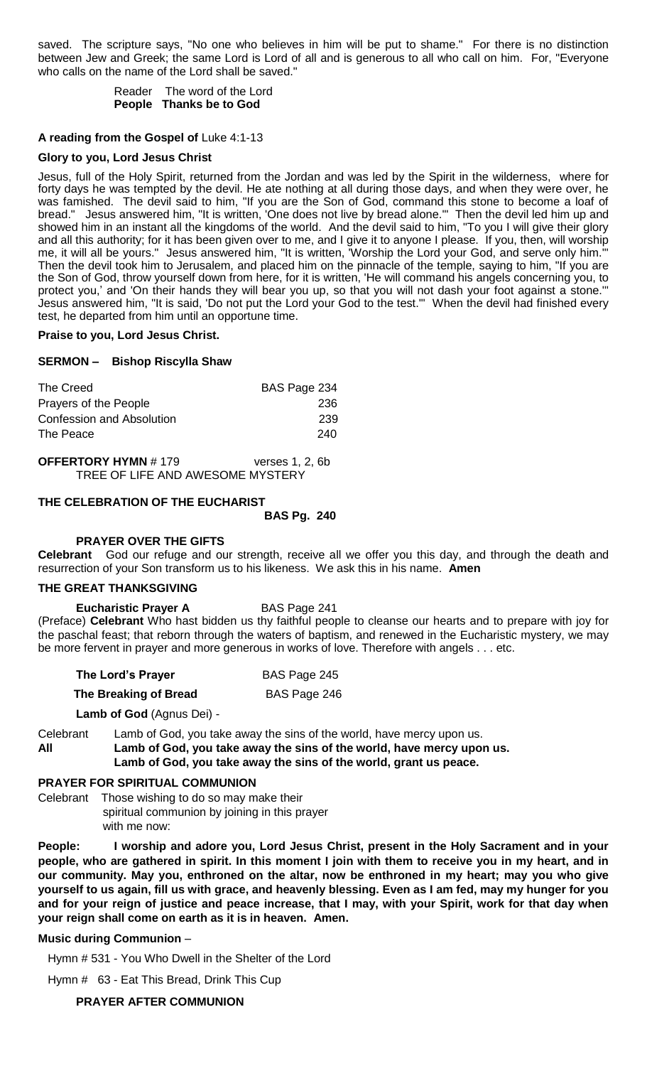saved. The scripture says, "No one who believes in him will be put to shame." For there is no distinction between Jew and Greek; the same Lord is Lord of all and is generous to all who call on him. For, "Everyone who calls on the name of the Lord shall be saved."

Reader The word of the Lord
**People Thanks be to God**

**A reading from the Gospel of** Luke 4:1-13

**Glory to you, Lord Jesus Christ**

Jesus, full of the Holy Spirit, returned from the Jordan and was led by the Spirit in the wilderness, where for forty days he was tempted by the devil. He ate nothing at all during those days, and when they were over, he was famished. The devil said to him, "If you are the Son of God, command this stone to become a loaf of bread." Jesus answered him, "It is written, 'One does not live by bread alone.'" Then the devil led him up and showed him in an instant all the kingdoms of the world. And the devil said to him, "To you I will give their glory and all this authority; for it has been given over to me, and I give it to anyone I please. If you, then, will worship me, it will all be yours." Jesus answered him, "It is written, 'Worship the Lord your God, and serve only him.'" Then the devil took him to Jerusalem, and placed him on the pinnacle of the temple, saying to him, "If you are the Son of God, throw yourself down from here, for it is written, 'He will command his angels concerning you, to protect you,' and 'On their hands they will bear you up, so that you will not dash your foot against a stone.'" Jesus answered him, "It is said, 'Do not put the Lord your God to the test.'" When the devil had finished every test, he departed from him until an opportune time.

**Praise to you, Lord Jesus Christ.**

**SERMON – Bishop Riscylla Shaw**

| | |
|---|---|
| The Creed | BAS Page 234 |
| Prayers of the People | 236 |
| Confession and Absolution | 239 |
| The Peace | 240 |

**OFFERTORY HYMN** # 179 verses 1, 2, 6b
TREE OF LIFE AND AWESOME MYSTERY

**THE CELEBRATION OF THE EUCHARIST**
**BAS Pg. 240**

**PRAYER OVER THE GIFTS**

**Celebrant** God our refuge and our strength, receive all we offer you this day, and through the death and resurrection of your Son transform us to his likeness. We ask this in his name. **Amen**

**THE GREAT THANKSGIVING**

**Eucharistic Prayer A** BAS Page 241

(Preface) **Celebrant** Who hast bidden us thy faithful people to cleanse our hearts and to prepare with joy for the paschal feast; that reborn through the waters of baptism, and renewed in the Eucharistic mystery, we may be more fervent in prayer and more generous in works of love. Therefore with angels . . . etc.

| | |
|---|---|
| **The Lord's Prayer** | BAS Page 245 |
| **The Breaking of Bread** | BAS Page 246 |

**Lamb of God** (Agnus Dei) -

Celebrant Lamb of God, you take away the sins of the world, have mercy upon us.
**All Lamb of God, you take away the sins of the world, have mercy upon us.**
**Lamb of God, you take away the sins of the world, grant us peace.**

**PRAYER FOR SPIRITUAL COMMUNION**

Celebrant Those wishing to do so may make their spiritual communion by joining in this prayer with me now:

**People: I worship and adore you, Lord Jesus Christ, present in the Holy Sacrament and in your people, who are gathered in spirit. In this moment I join with them to receive you in my heart, and in our community. May you, enthroned on the altar, now be enthroned in my heart; may you who give yourself to us again, fill us with grace, and heavenly blessing. Even as I am fed, may my hunger for you and for your reign of justice and peace increase, that I may, with your Spirit, work for that day when your reign shall come on earth as it is in heaven. Amen.**

**Music during Communion** –

Hymn # 531 - You Who Dwell in the Shelter of the Lord

Hymn # 63 - Eat This Bread, Drink This Cup

**PRAYER AFTER COMMUNION**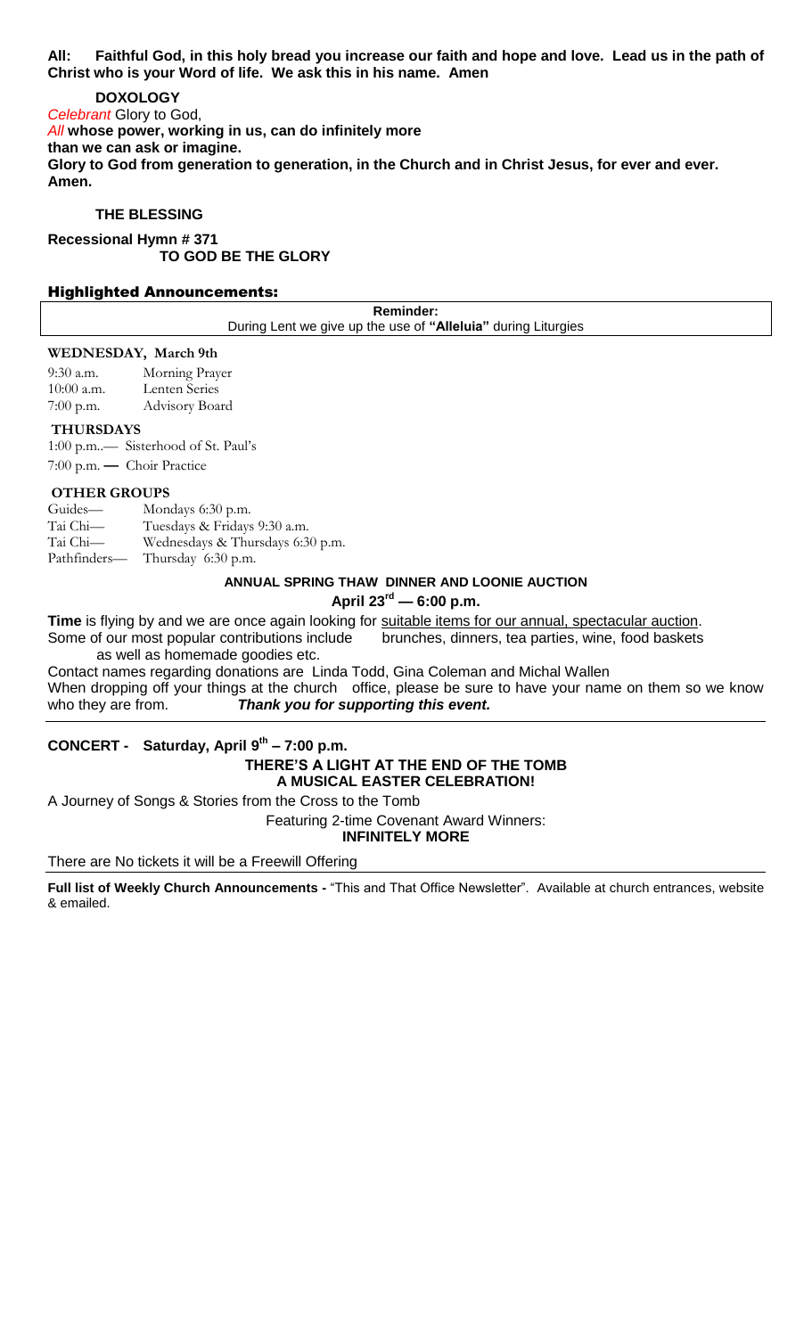**All: Faithful God, in this holy bread you increase our faith and hope and love. Lead us in the path of Christ who is your Word of life. We ask this in his name. Amen**

**DOXOLOGY**

*Celebrant* Glory to God,

*All* **whose power, working in us, can do infinitely more than we can ask or imagine.**

**Glory to God from generation to generation, in the Church and in Christ Jesus, for ever and ever. Amen.**

**THE BLESSING**

**Recessional Hymn # 371**

**TO GOD BE THE GLORY**

## Highlighted Announcements:

**Reminder:**
During Lent we give up the use of **"Alleluia"** during Liturgies

**WEDNESDAY, March 9th**

| | |
|---|---|
| 9:30 a.m. | Morning Prayer |
| 10:00 a.m. | Lenten Series |
| 7:00 p.m. | Advisory Board |

**THURSDAYS**

1:00 p.m..— Sisterhood of St. Paul's

7:00 p.m. — Choir Practice

**OTHER GROUPS**

| | |
|---|---|
| Guides— | Mondays 6:30 p.m. |
| Tai Chi— | Tuesdays & Fridays 9:30 a.m. |
| Tai Chi— | Wednesdays & Thursdays 6:30 p.m. |
| Pathfinders— | Thursday 6:30 p.m. |

**ANNUAL SPRING THAW DINNER AND LOONIE AUCTION**

**April 23rd — 6:00 p.m.**

**Time** is flying by and we are once again looking for suitable items for our annual, spectacular auction. Some of our most popular contributions include brunches, dinners, tea parties, wine, food baskets as well as homemade goodies etc.

Contact names regarding donations are Linda Todd, Gina Coleman and Michal Wallen

When dropping off your things at the church office, please be sure to have your name on them so we know who they are from. ***Thank you for supporting this event.***

**CONCERT - Saturday, April 9th – 7:00 p.m.**

**THERE'S A LIGHT AT THE END OF THE TOMB**
**A MUSICAL EASTER CELEBRATION!**

A Journey of Songs & Stories from the Cross to the Tomb

Featuring 2-time Covenant Award Winners:
**INFINITELY MORE**

There are No tickets it will be a Freewill Offering

**Full list of Weekly Church Announcements -** "This and That Office Newsletter". Available at church entrances, website & emailed.